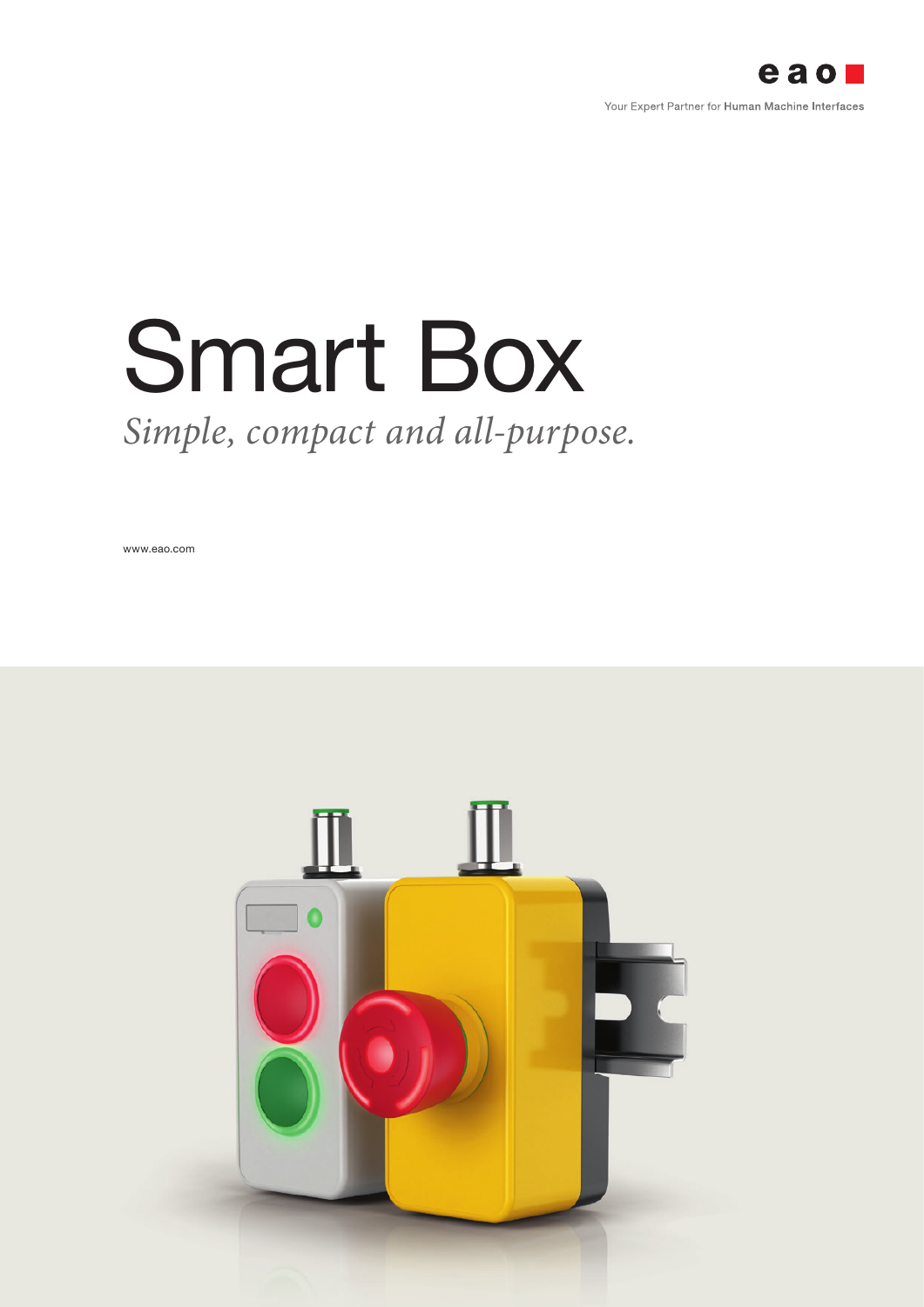eao

Your Expert Partner for **Human Machine Interfaces**

# Smart Box

*Simple, compact and all-purpose.*

www.eao.com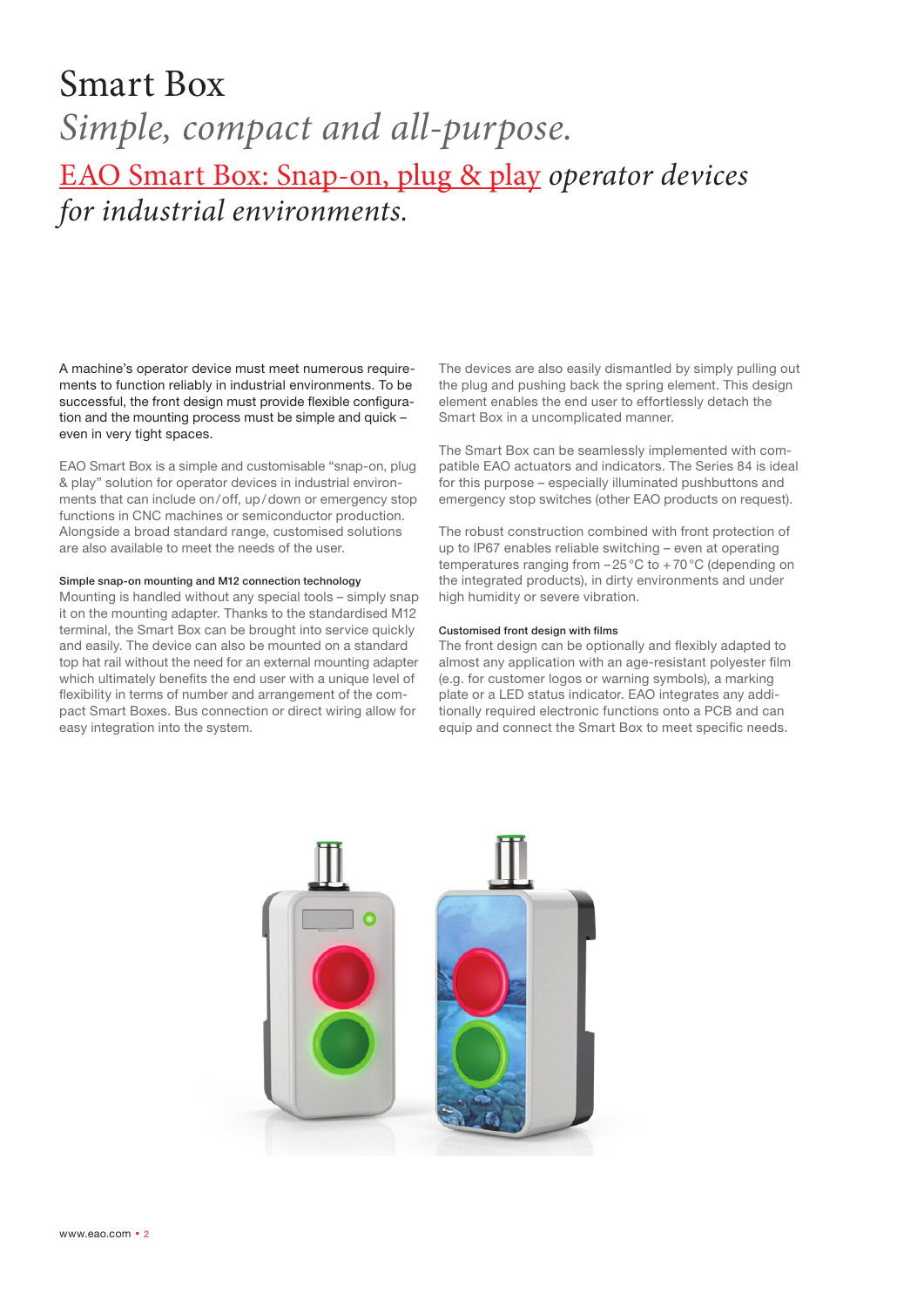# Smart Box

*Simple, compact and all-purpose.*

## EAO Smart Box: Snap-on, plug & play *operator devices for industrial environments.*

A machine's operator device must meet numerous requirements to function reliably in industrial environments. To be successful, the front design must provide flexible configuration and the mounting process must be simple and quick – even in very tight spaces.

EAO Smart Box is a simple and customisable "snap-on, plug & play" solution for operator devices in industrial environments that can include on / off, up / down or emergency stop functions in CNC machines or semiconductor production. Alongside a broad standard range, customised solutions are also available to meet the needs of the user.

### Simple snap-on mounting and M12 connection technology

Mounting is handled without any special tools – simply snap it on the mounting adapter. Thanks to the standardised M12 terminal, the Smart Box can be brought into service quickly and easily. The device can also be mounted on a standard top hat rail without the need for an external mounting adapter which ultimately benefits the end user with a unique level of flexibility in terms of number and arrangement of the compact Smart Boxes. Bus connection or direct wiring allow for easy integration into the system.

The devices are also easily dismantled by simply pulling out the plug and pushing back the spring element. This design element enables the end user to effortlessly detach the Smart Box in a uncomplicated manner.

The Smart Box can be seamlessly implemented with compatible EAO actuators and indicators. The Series 84 is ideal for this purpose – especially illuminated pushbuttons and emergency stop switches (other EAO products on request).

The robust construction combined with front protection of up to IP67 enables reliable switching – even at operating temperatures ranging from – 25 °C to + 70 °C (depending on the integrated products), in dirty environments and under high humidity or severe vibration.

### Customised front design with films

The front design can be optionally and flexibly adapted to almost any application with an age-resistant polyester film (e.g. for customer logos or warning symbols), a marking plate or a LED status indicator. EAO integrates any additionally required electronic functions onto a PCB and can equip and connect the Smart Box to meet specific needs.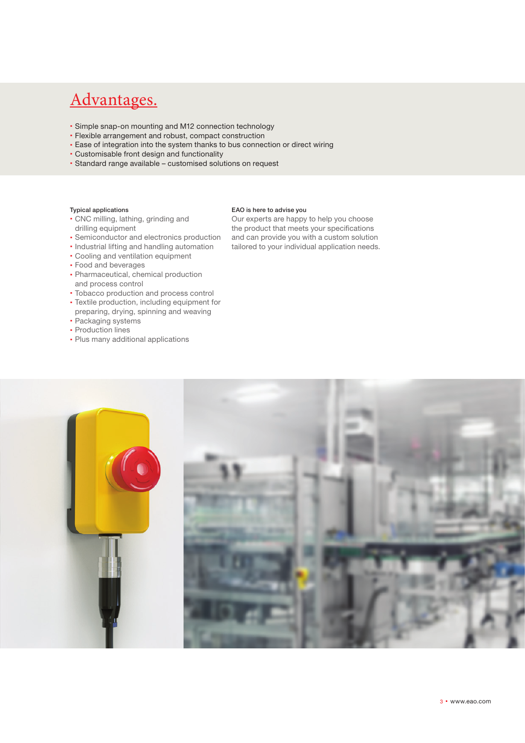# Advantages.

- Simple snap-on mounting and M12 connection technology
- Flexible arrangement and robust, compact construction
- Ease of integration into the system thanks to bus connection or direct wiring
- Customisable front design and functionality
- Standard range available – customised solutions on request

## Typical applications

- CNC milling, lathing, grinding and drilling equipment
- Semiconductor and electronics production
- Industrial lifting and handling automation
- Cooling and ventilation equipment
- Food and beverages
- Pharmaceutical, chemical production and process control
- Tobacco production and process control
- Textile production, including equipment for preparing, drying, spinning and weaving
- Packaging systems
- Production lines
- Plus many additional applications

## EAO is here to advise you

Our experts are happy to help you choose the product that meets your specifications and can provide you with a custom solution tailored to your individual application needs.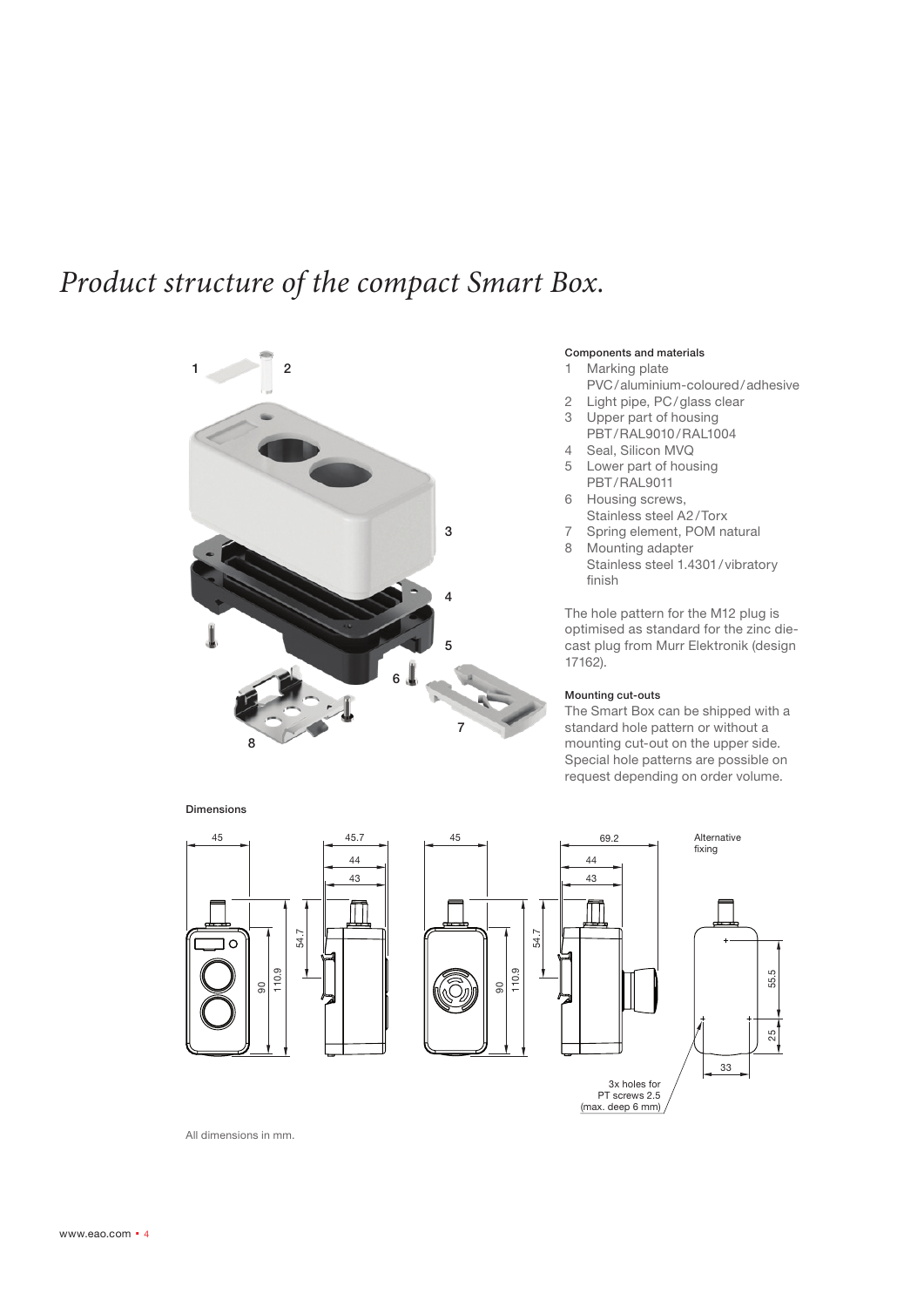# *Product structure of the compact Smart Box.*

#### Components and materials

1. Marking plate
   PVC / aluminium-coloured / adhesive
2. Light pipe, PC / glass clear
3. Upper part of housing
   PBT / RAL9010 / RAL1004
4. Seal, Silicon MVQ
5. Lower part of housing
   PBT / RAL9011
6. Housing screws,
   Stainless steel A2 / Torx
7. Spring element, POM natural
8. Mounting adapter
   Stainless steel 1.4301 / vibratory finish

The hole pattern for the M12 plug is optimised as standard for the zinc die-cast plug from Murr Elektronik (design 17162).

#### Mounting cut-outs

The Smart Box can be shipped with a standard hole pattern or without a mounting cut-out on the upper side. Special hole patterns are possible on request depending on order volume.

#### Dimensions

All dimensions in mm.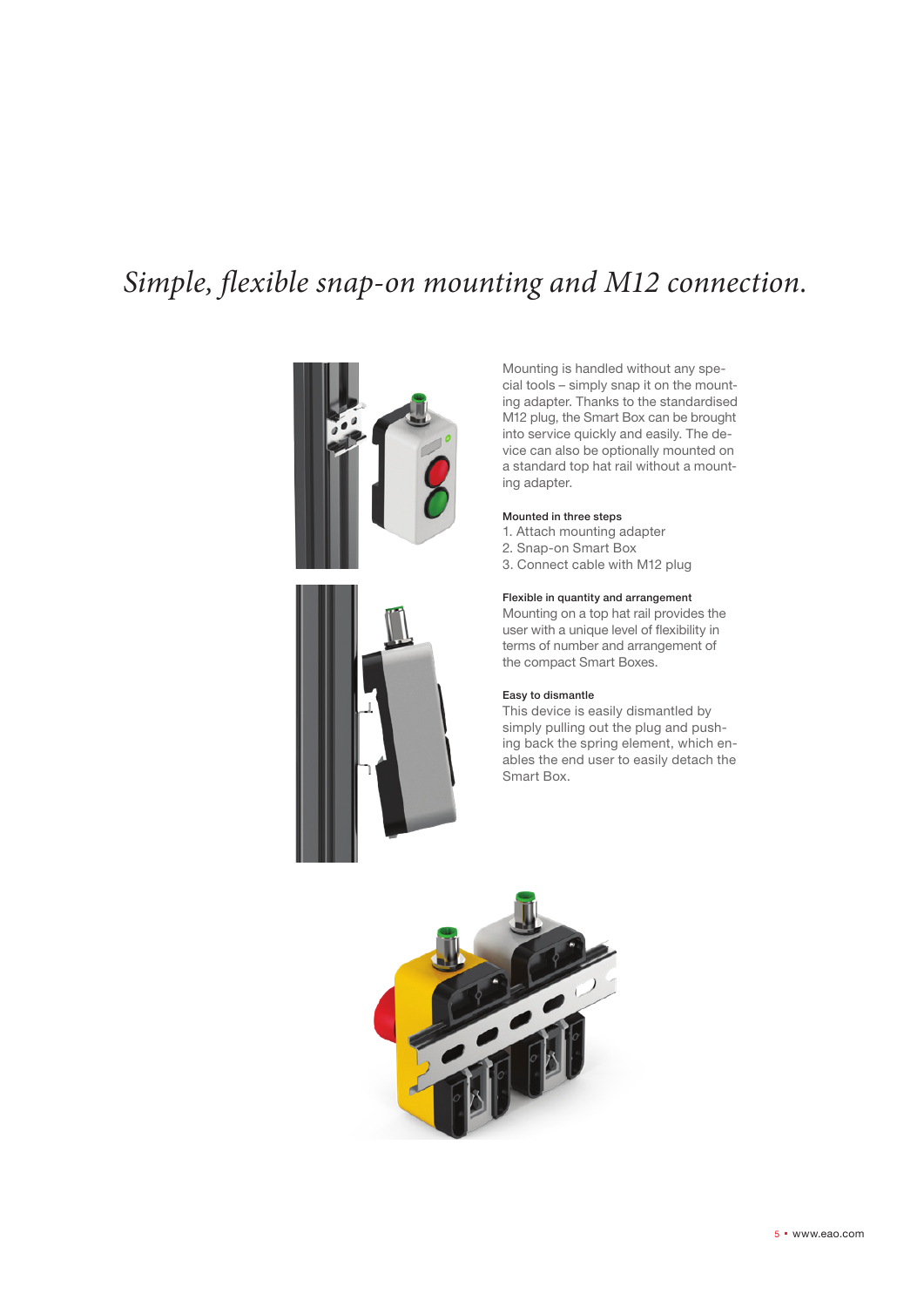# *Simple, flexible snap-on mounting and M12 connection.*

Mounting is handled without any special tools – simply snap it on the mounting adapter. Thanks to the standardised M12 plug, the Smart Box can be brought into service quickly and easily. The device can also be optionally mounted on a standard top hat rail without a mounting adapter.

**Mounted in three steps**

1. Attach mounting adapter
2. Snap-on Smart Box
3. Connect cable with M12 plug

**Flexible in quantity and arrangement**

Mounting on a top hat rail provides the user with a unique level of flexibility in terms of number and arrangement of the compact Smart Boxes.

**Easy to dismantle**

This device is easily dismantled by simply pulling out the plug and pushing back the spring element, which enables the end user to easily detach the Smart Box.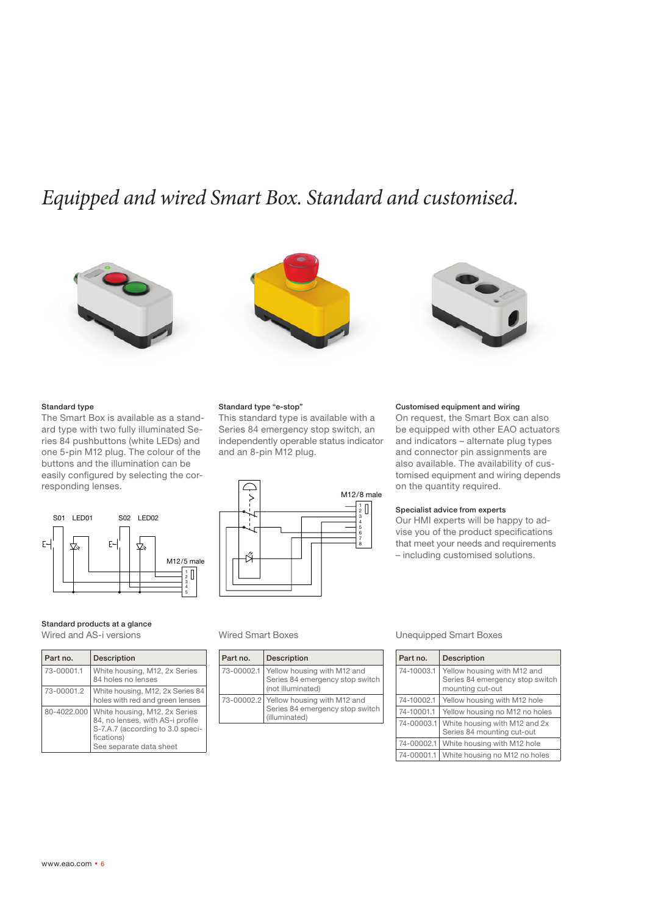# *Equipped and wired Smart Box. Standard and customised.*

### Standard type

The Smart Box is available as a standard type with two fully illuminated Series 84 pushbuttons (white LEDs) and one 5-pin M12 plug. The colour of the buttons and the illumination can be easily configured by selecting the corresponding lenses.

S01 LED01 S02 LED02

M12/5 male

### Standard type "e-stop"

This standard type is available with a Series 84 emergency stop switch, an independently operable status indicator and an 8-pin M12 plug.

M12/8 male

### Customised equipment and wiring

On request, the Smart Box can also be equipped with other EAO actuators and indicators – alternate plug types and connector pin assignments are also available. The availability of customised equipment and wiring depends on the quantity required.

### Specialist advice from experts

Our HMI experts will be happy to advise you of the product specifications that meet your needs and requirements – including customised solutions.

### Standard products at a glance

Wired and AS-i versions

| Part no. | Description |
|---|---|
| 73-00001.1 | White housing, M12, 2x Series 84 holes no lenses |
| 73-00001.2 | White housing, M12, 2x Series 84 holes with red and green lenses |
| 80-4022.000 | White housing, M12, 2x Series 84, no lenses, with AS-i profile S-7.A.7 (according to 3.0 specifications)<br>See separate data sheet |

Wired Smart Boxes

| Part no. | Description |
|---|---|
| 73-00002.1 | Yellow housing with M12 and Series 84 emergency stop switch (not illuminated) |
| 73-00002.2 | Yellow housing with M12 and Series 84 emergency stop switch (illuminated) |

Unequipped Smart Boxes

| Part no. | Description |
|---|---|
| 74-10003.1 | Yellow housing with M12 and Series 84 emergency stop switch mounting cut-out |
| 74-10002.1 | Yellow housing with M12 hole |
| 74-10001.1 | Yellow housing no M12 no holes |
| 74-00003.1 | White housing with M12 and 2x Series 84 mounting cut-out |
| 74-00002.1 | White housing with M12 hole |
| 74-00001.1 | White housing no M12 no holes |

www.eao.com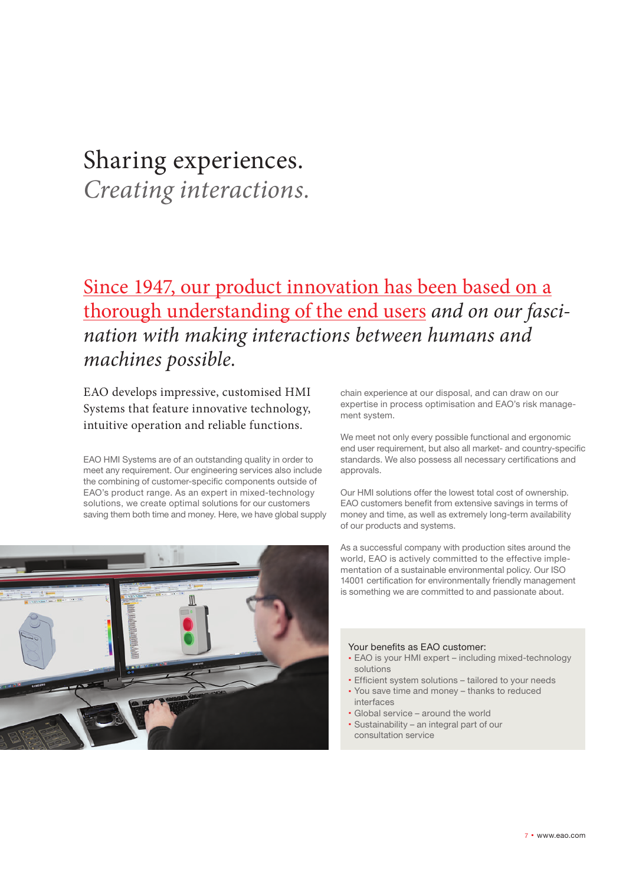# Sharing experiences.
*Creating interactions.*

## Since 1947, our product innovation has been based on a thorough understanding of the end users *and on our fascination with making interactions between humans and machines possible.*

EAO develops impressive, customised HMI Systems that feature innovative technology, intuitive operation and reliable functions.

EAO HMI Systems are of an outstanding quality in order to meet any requirement. Our engineering services also include the combining of customer-specific components outside of EAO's product range. As an expert in mixed-technology solutions, we create optimal solutions for our customers saving them both time and money. Here, we have global supply chain experience at our disposal, and can draw on our expertise in process optimisation and EAO's risk management system.

We meet not only every possible functional and ergonomic end user requirement, but also all market- and country-specific standards. We also possess all necessary certifications and approvals.

Our HMI solutions offer the lowest total cost of ownership. EAO customers benefit from extensive savings in terms of money and time, as well as extremely long-term availability of our products and systems.

As a successful company with production sites around the world, EAO is actively committed to the effective implementation of a sustainable environmental policy. Our ISO 14001 certification for environmentally friendly management is something we are committed to and passionate about.

Your benefits as EAO customer:

- EAO is your HMI expert – including mixed-technology solutions
- Efficient system solutions – tailored to your needs
- You save time and money – thanks to reduced interfaces
- Global service – around the world
- Sustainability – an integral part of our consultation service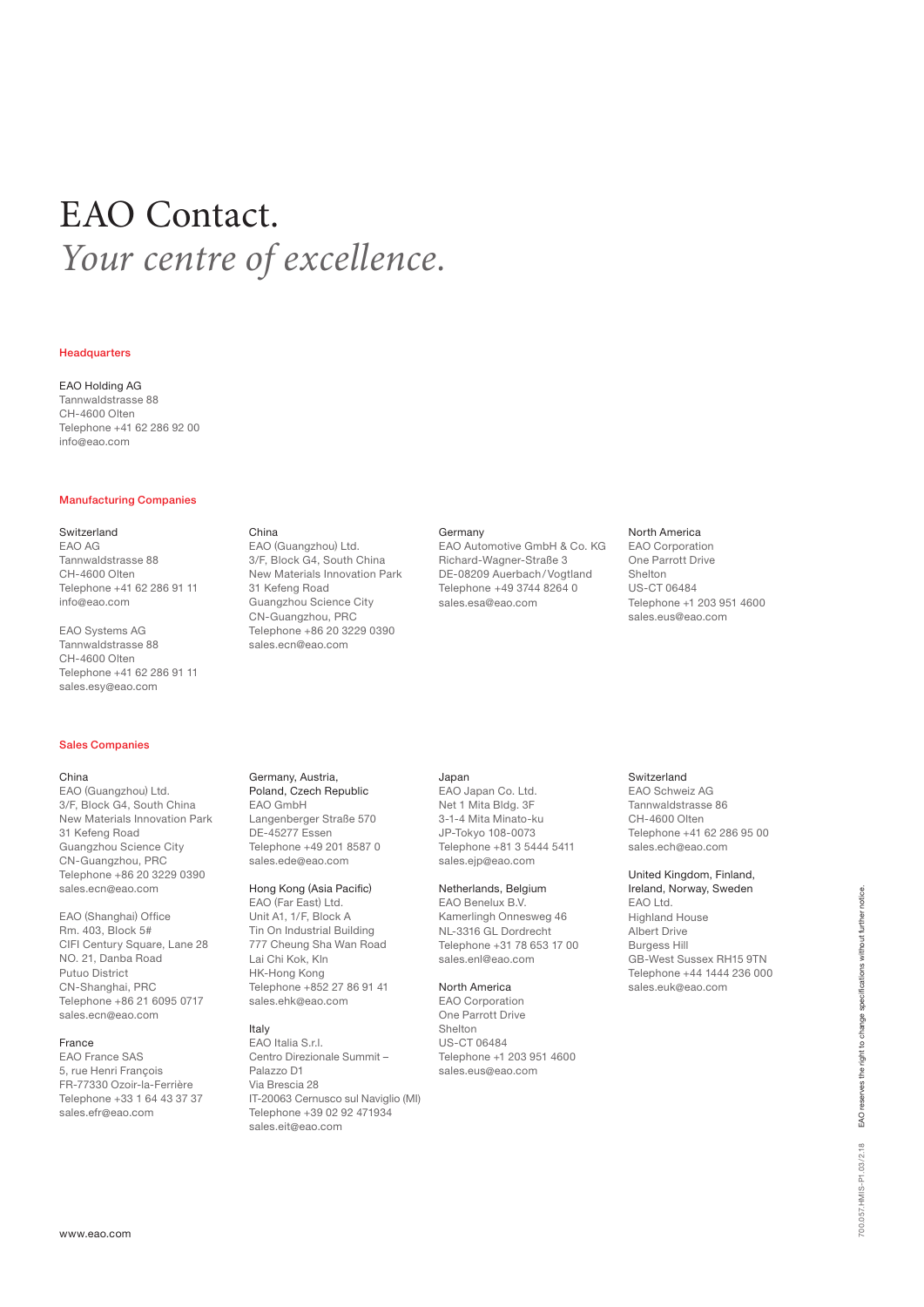# EAO Contact.
*Your centre of excellence.*

## Headquarters

EAO Holding AG
Tannwaldstrasse 88
CH-4600 Olten
Telephone +41 62 286 92 00
info@eao.com

## Manufacturing Companies

Switzerland
EAO AG
Tannwaldstrasse 88
CH-4600 Olten
Telephone +41 62 286 91 11
info@eao.com

EAO Systems AG
Tannwaldstrasse 88
CH-4600 Olten
Telephone +41 62 286 91 11
sales.esy@eao.com

China
EAO (Guangzhou) Ltd.
3/F, Block G4, South China
New Materials Innovation Park
31 Kefeng Road
Guangzhou Science City
CN-Guangzhou, PRC
Telephone +86 20 3229 0390
sales.ecn@eao.com

Germany
EAO Automotive GmbH & Co. KG
Richard-Wagner-Straße 3
DE-08209 Auerbach/Vogtland
Telephone +49 3744 8264 0
sales.esa@eao.com

North America
EAO Corporation
One Parrott Drive
Shelton
US-CT 06484
Telephone +1 203 951 4600
sales.eus@eao.com

## Sales Companies

China
EAO (Guangzhou) Ltd.
3/F, Block G4, South China
New Materials Innovation Park
31 Kefeng Road
Guangzhou Science City
CN-Guangzhou, PRC
Telephone +86 20 3229 0390
sales.ecn@eao.com

EAO (Shanghai) Office
Rm. 403, Block 5#
CIFI Century Square, Lane 28
NO. 21, Danba Road
Putuo District
CN-Shanghai, PRC
Telephone +86 21 6095 0717
sales.ecn@eao.com

France
EAO France SAS
5, rue Henri François
FR-77330 Ozoir-la-Ferrière
Telephone +33 1 64 43 37 37
sales.efr@eao.com

Germany, Austria,
Poland, Czech Republic
EAO GmbH
Langenberger Straße 570
DE-45277 Essen
Telephone +49 201 8587 0
sales.ede@eao.com

Hong Kong (Asia Pacific)
EAO (Far East) Ltd.
Unit A1, 1/F, Block A
Tin On Industrial Building
777 Cheung Sha Wan Road
Lai Chi Kok, Kln
HK-Hong Kong
Telephone +852 27 86 91 41
sales.ehk@eao.com

Italy
EAO Italia S.r.l.
Centro Direzionale Summit –
Palazzo D1
Via Brescia 28
IT-20063 Cernusco sul Naviglio (MI)
Telephone +39 02 92 471934
sales.eit@eao.com

Japan
EAO Japan Co. Ltd.
Net 1 Mita Bldg. 3F
3-1-4 Mita Minato-ku
JP-Tokyo 108-0073
Telephone +81 3 5444 5411
sales.ejp@eao.com

Netherlands, Belgium
EAO Benelux B.V.
Kamerlingh Onnesweg 46
NL-3316 GL Dordrecht
Telephone +31 78 653 17 00
sales.enl@eao.com

North America
EAO Corporation
One Parrott Drive
Shelton
US-CT 06484
Telephone +1 203 951 4600
sales.eus@eao.com

Switzerland
EAO Schweiz AG
Tannwaldstrasse 86
CH-4600 Olten
Telephone +41 62 286 95 00
sales.ech@eao.com

United Kingdom, Finland,
Ireland, Norway, Sweden
EAO Ltd.
Highland House
Albert Drive
Burgess Hill
GB-West Sussex RH15 9TN
Telephone +44 1444 236 000
sales.euk@eao.com

www.eao.com

700.057.HMIS-P1.03/2.18 EAO reserves the right to change specifications without further notice.